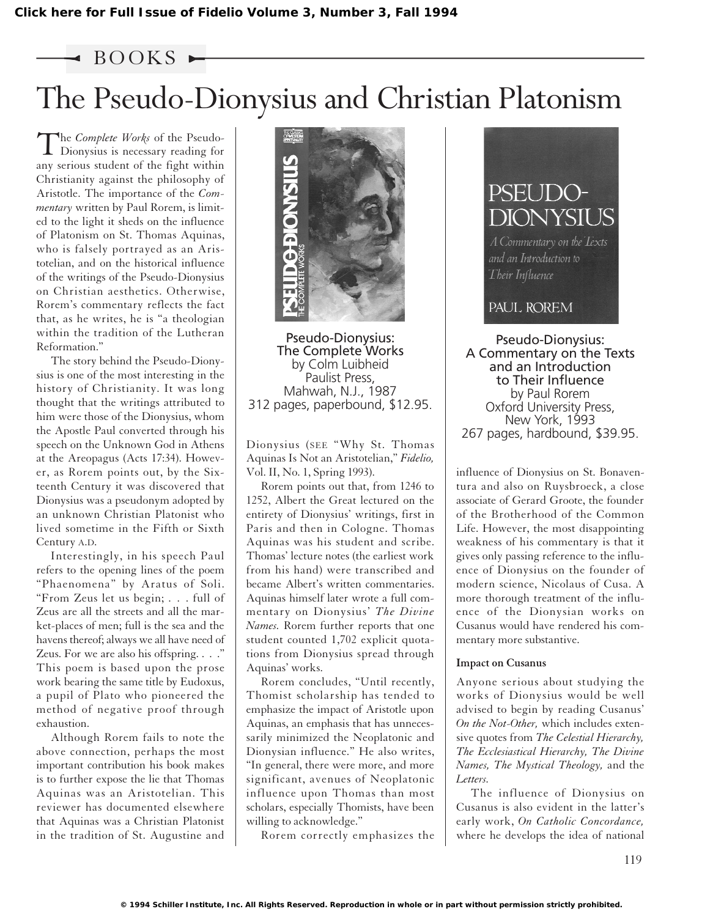Click here for Full Issue of Fidelio Volume 3, Number 3, Fall 1994

BOOKS

# The Pseudo-Dionysius and Christian Platonism

The *Complete Works* of the Pseudo-Dionysius is necessary reading for any serious student of the fight within Christianity against the philosophy of Aristotle. The importance of the *Commentary* written by Paul Rorem, is limited to the light it sheds on the influence of Platonism on St. Thomas Aquinas, who is falsely portrayed as an Aristotelian, and on the historical influence of the writings of the Pseudo-Dionysius on Christian aesthetics. Otherwise, Rorem's commentary reflects the fact that, as he writes, he is "a theologian within the tradition of the Lutheran Reformation."

The story behind the Pseudo-Dionysius is one of the most interesting in the history of Christianity. It was long thought that the writings attributed to him were those of the Dionysius, whom the Apostle Paul converted through his speech on the Unknown God in Athens at the Areopagus (Acts 17:34). However, as Rorem points out, by the Sixteenth Century it was discovered that Dionysius was a pseudonym adopted by an unknown Christian Platonist who lived sometime in the Fifth or Sixth Century A.D.

Interestingly, in his speech Paul refers to the opening lines of the poem "Phaenomena" by Aratus of Soli. "From Zeus let us begin; . . . full of Zeus are all the streets and all the market-places of men; full is the sea and the havens thereof; always we all have need of Zeus. For we are also his offspring. . . ." This poem is based upon the prose work bearing the same title by Eudoxus, a pupil of Plato who pioneered the method of negative proof through exhaustion.

Although Rorem fails to note the above connection, perhaps the most important contribution his book makes is to further expose the lie that Thomas Aquinas was an Aristotelian. This reviewer has documented elsewhere that Aquinas was a Christian Platonist in the tradition of St. Augustine and Dionysius (SEE "Why St. Thomas Aquinas Is Not an Aristotelian," *Fidelio,* Vol. II, No. 1, Spring 1993).

**Pseudo-Dionysius: The Complete Works**
by Colm Luibheid
Paulist Press,
Mahwah, N.J., 1987
312 pages, paperbound, $12.95.

**Pseudo-Dionysius: A Commentary on the Texts and an Introduction to Their Influence**
by Paul Rorem
Oxford University Press,
New York, 1993
267 pages, hardbound, $39.95.

Rorem points out that, from 1246 to 1252, Albert the Great lectured on the entirety of Dionysius' writings, first in Paris and then in Cologne. Thomas Aquinas was his student and scribe. Thomas' lecture notes (the earliest work from his hand) were transcribed and became Albert's written commentaries. Aquinas himself later wrote a full commentary on Dionysius' *The Divine Names.* Rorem further reports that one student counted 1,702 explicit quotations from Dionysius spread through Aquinas' works.

Rorem concludes, "Until recently, Thomist scholarship has tended to emphasize the impact of Aristotle upon Aquinas, an emphasis that has unnecessarily minimized the Neoplatonic and Dionysian influence." He also writes, "In general, there were more, and more significant, avenues of Neoplatonic influence upon Thomas than most scholars, especially Thomists, have been willing to acknowledge."

Rorem correctly emphasizes the influence of Dionysius on St. Bonaventura and also on Ruysbroeck, a close associate of Gerard Groote, the founder of the Brotherhood of the Common Life. However, the most disappointing weakness of his commentary is that it gives only passing reference to the influence of Dionysius on the founder of modern science, Nicolaus of Cusa. A more thorough treatment of the influence of the Dionysian works on Cusanus would have rendered his commentary more substantive.

### Impact on Cusanus

Anyone serious about studying the works of Dionysius would be well advised to begin by reading Cusanus' *On the Not-Other,* which includes extensive quotes from *The Celestial Hierarchy, The Ecclesiastical Hierarchy, The Divine Names, The Mystical Theology,* and the *Letters.*

The influence of Dionysius on Cusanus is also evident in the latter's early work, *On Catholic Concordance,* where he develops the idea of national

© 1994 Schiller Institute, Inc. All Rights Reserved. Reproduction in whole or in part without permission strictly prohibited.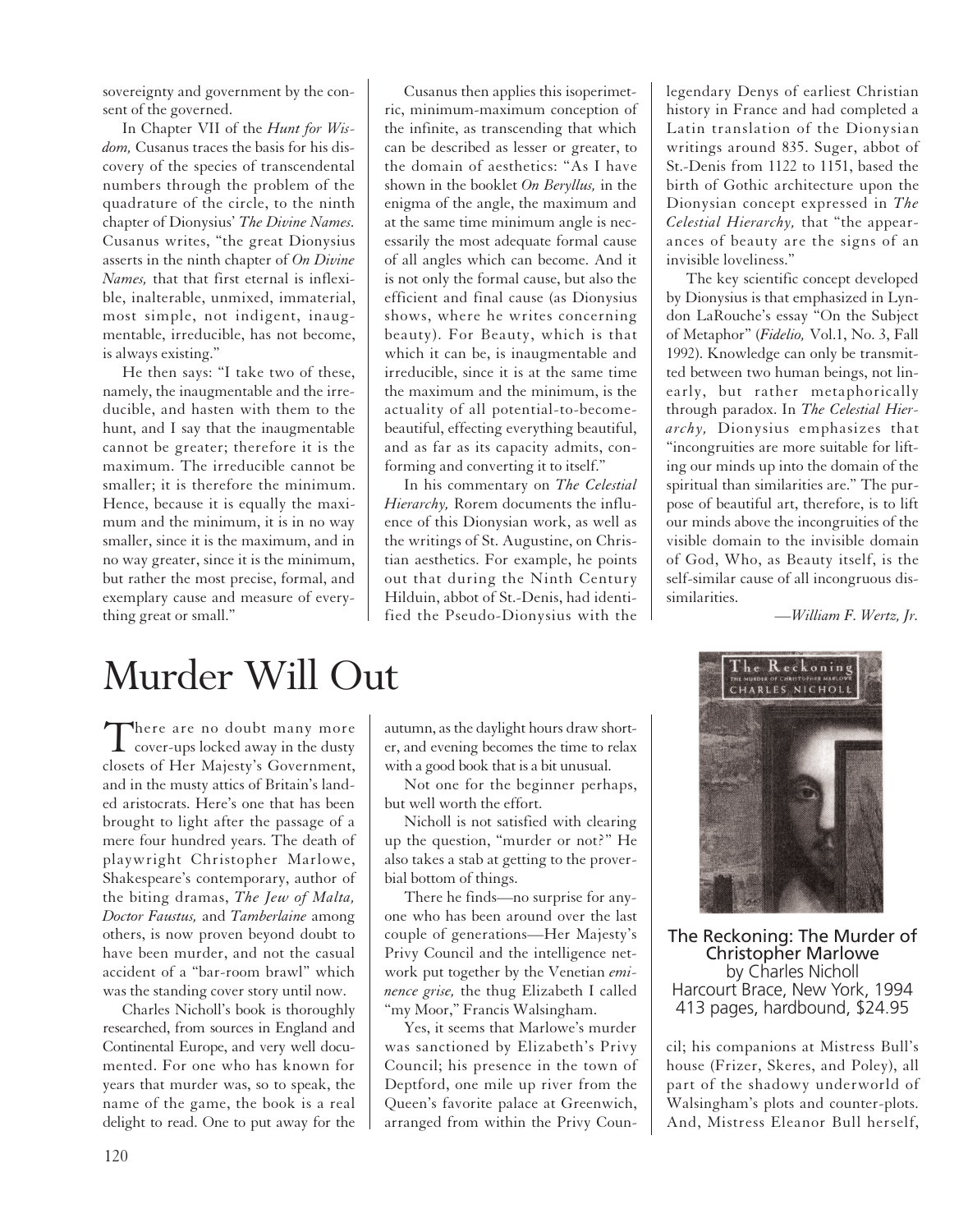sovereignty and government by the consent of the governed.

In Chapter VII of the *Hunt for Wisdom,* Cusanus traces the basis for his discovery of the species of transcendental numbers through the problem of the quadrature of the circle, to the ninth chapter of Dionysius' *The Divine Names.* Cusanus writes, "the great Dionysius asserts in the ninth chapter of *On Divine Names,* that that first eternal is inflexible, inalterable, unmixed, immaterial, most simple, not indigent, inaugmentable, irreducible, has not become, is always existing."

He then says: "I take two of these, namely, the inaugmentable and the irreducible, and hasten with them to the hunt, and I say that the inaugmentable cannot be greater; therefore it is the maximum. The irreducible cannot be smaller; it is therefore the minimum. Hence, because it is equally the maximum and the minimum, it is in no way smaller, since it is the maximum, and in no way greater, since it is the minimum, but rather the most precise, formal, and exemplary cause and measure of everything great or small."

Cusanus then applies this isoperimetric, minimum-maximum conception of the infinite, as transcending that which can be described as lesser or greater, to the domain of aesthetics: "As I have shown in the booklet *On Beryllus,* in the enigma of the angle, the maximum and at the same time minimum angle is necessarily the most adequate formal cause of all angles which can become. And it is not only the formal cause, but also the efficient and final cause (as Dionysius shows, where he writes concerning beauty). For Beauty, which is that which it can be, is inaugmentable and irreducible, since it is at the same time the maximum and the minimum, is the actuality of all potential-to-become-beautiful, effecting everything beautiful, and as far as its capacity admits, conforming and converting it to itself."

In his commentary on *The Celestial Hierarchy,* Rorem documents the influence of this Dionysian work, as well as the writings of St. Augustine, on Christian aesthetics. For example, he points out that during the Ninth Century Hilduin, abbot of St.-Denis, had identified the Pseudo-Dionysius with the legendary Denys of earliest Christian history in France and had completed a Latin translation of the Dionysian writings around 835. Suger, abbot of St.-Denis from 1122 to 1151, based the birth of Gothic architecture upon the Dionysian concept expressed in *The Celestial Hierarchy,* that "the appearances of beauty are the signs of an invisible loveliness."

The key scientific concept developed by Dionysius is that emphasized in Lyndon LaRouche's essay "On the Subject of Metaphor" (*Fidelio,* Vol.1, No. 3, Fall 1992). Knowledge can only be transmitted between two human beings, not linearly, but rather metaphorically through paradox. In *The Celestial Hierarchy,* Dionysius emphasizes that "incongruities are more suitable for lifting our minds up into the domain of the spiritual than similarities are." The purpose of beautiful art, therefore, is to lift our minds above the incongruities of the visible domain to the invisible domain of God, Who, as Beauty itself, is the self-similar cause of all incongruous dissimilarities.

*—William F. Wertz, Jr.*

# Murder Will Out

There are no doubt many more cover-ups locked away in the dusty closets of Her Majesty's Government, and in the musty attics of Britain's landed aristocrats. Here's one that has been brought to light after the passage of a mere four hundred years. The death of playwright Christopher Marlowe, Shakespeare's contemporary, author of the biting dramas, *The Jew of Malta, Doctor Faustus,* and *Tamberlaine* among others, is now proven beyond doubt to have been murder, and not the casual accident of a "bar-room brawl" which was the standing cover story until now.

Charles Nicholl's book is thoroughly researched, from sources in England and Continental Europe, and very well documented. For one who has known for years that murder was, so to speak, the name of the game, the book is a real delight to read. One to put away for the autumn, as the daylight hours draw shorter, and evening becomes the time to relax with a good book that is a bit unusual.

Not one for the beginner perhaps, but well worth the effort.

Nicholl is not satisfied with clearing up the question, "murder or not?" He also takes a stab at getting to the proverbial bottom of things.

There he finds—no surprise for anyone who has been around over the last couple of generations—Her Majesty's Privy Council and the intelligence network put together by the Venetian *eminence grise,* the thug Elizabeth I called "my Moor," Francis Walsingham.

Yes, it seems that Marlowe's murder was sanctioned by Elizabeth's Privy Council; his presence in the town of Deptford, one mile up river from the Queen's favorite palace at Greenwich, arranged from within the Privy Council; his companions at Mistress Bull's house (Frizer, Skeres, and Poley), all part of the shadowy underworld of Walsingham's plots and counter-plots. And, Mistress Eleanor Bull herself,

**The Reckoning: The Murder of Christopher Marlowe**
by Charles Nicholl
Harcourt Brace, New York, 1994
413 pages, hardbound, $24.95